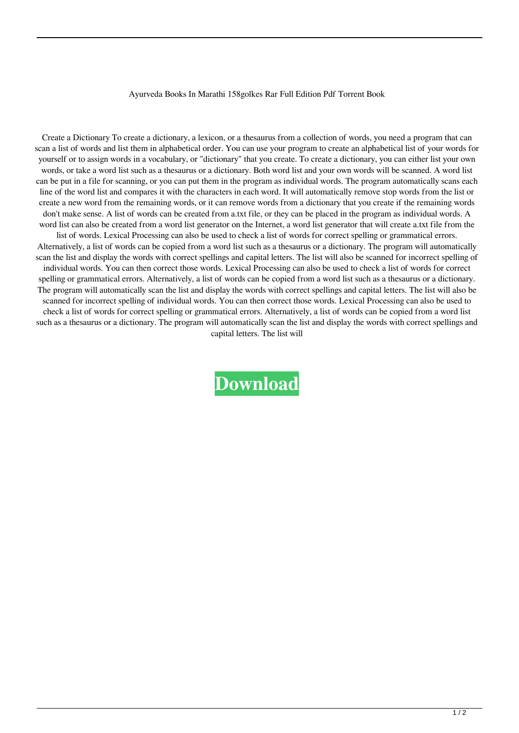Ayurveda Books In Marathi 158golkes Rar Full Edition Pdf Torrent Book

Create a Dictionary To create a dictionary, a lexicon, or a thesaurus from a collection of words, you need a program that can scan a list of words and list them in alphabetical order. You can use your program to create an alphabetical list of your words for yourself or to assign words in a vocabulary, or "dictionary" that you create. To create a dictionary, you can either list your own words, or take a word list such as a thesaurus or a dictionary. Both word list and your own words will be scanned. A word list can be put in a file for scanning, or you can put them in the program as individual words. The program automatically scans each line of the word list and compares it with the characters in each word. It will automatically remove stop words from the list or create a new word from the remaining words, or it can remove words from a dictionary that you create if the remaining words don't make sense. A list of words can be created from a.txt file, or they can be placed in the program as individual words. A word list can also be created from a word list generator on the Internet, a word list generator that will create a.txt file from the list of words. Lexical Processing can also be used to check a list of words for correct spelling or grammatical errors. Alternatively, a list of words can be copied from a word list such as a thesaurus or a dictionary. The program will automatically scan the list and display the words with correct spellings and capital letters. The list will also be scanned for incorrect spelling of individual words. You can then correct those words. Lexical Processing can also be used to check a list of words for correct spelling or grammatical errors. Alternatively, a list of words can be copied from a word list such as a thesaurus or a dictionary. The program will automatically scan the list and display the words with correct spellings and capital letters. The list will also be scanned for incorrect spelling of individual words. You can then correct those words. Lexical Processing can also be used to check a list of words for correct spelling or grammatical errors. Alternatively, a list of words can be copied from a word list such as a thesaurus or a dictionary. The program will automatically scan the list and display the words with correct spellings and capital letters. The list will

**Download**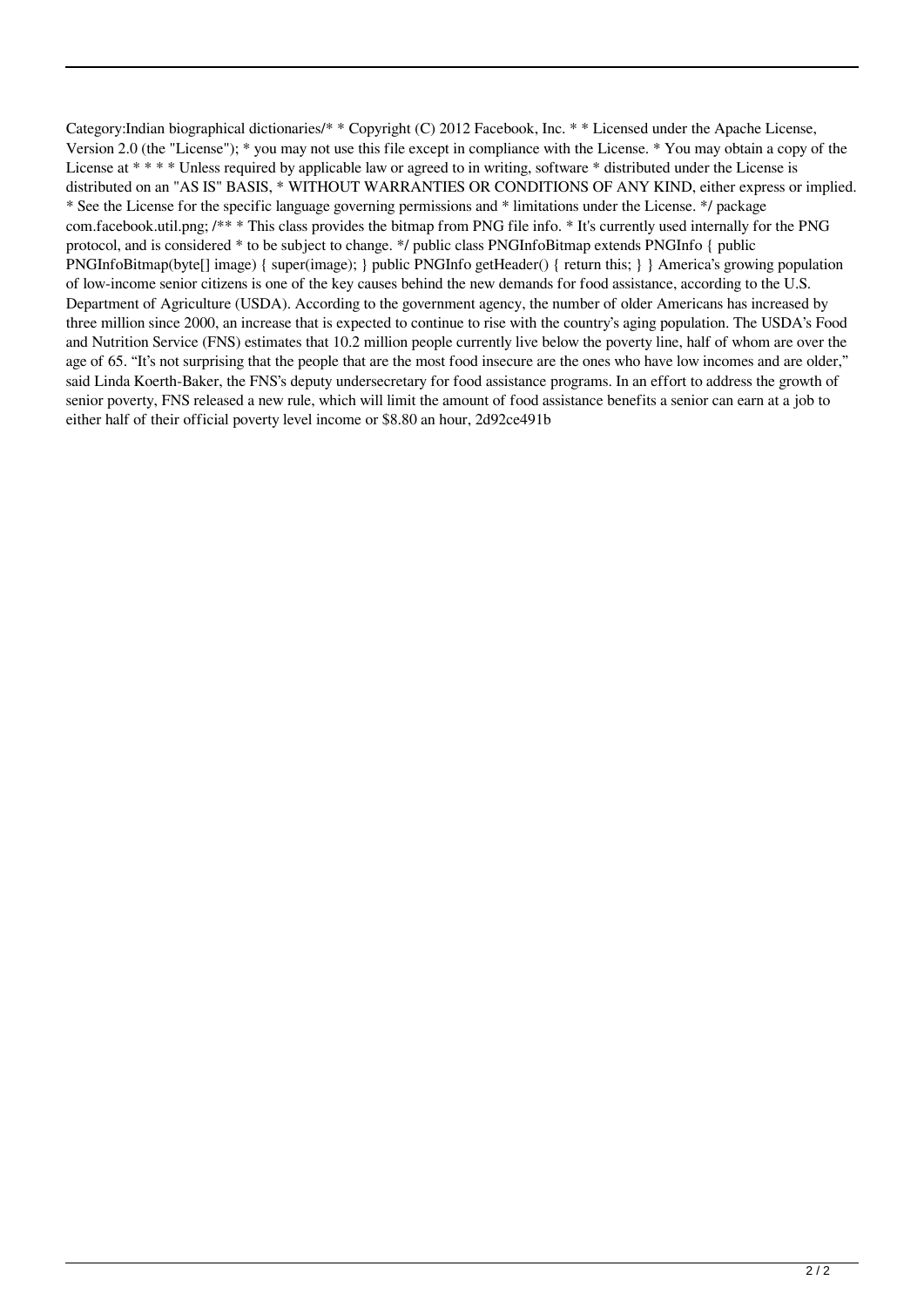Category:Indian biographical dictionaries/* * Copyright (C) 2012 Facebook, Inc. * * Licensed under the Apache License, Version 2.0 (the "License"); * you may not use this file except in compliance with the License. * You may obtain a copy of the License at * * * * Unless required by applicable law or agreed to in writing, software * distributed under the License is distributed on an "AS IS" BASIS, * WITHOUT WARRANTIES OR CONDITIONS OF ANY KIND, either express or implied. * See the License for the specific language governing permissions and * limitations under the License. */ package com.facebook.util.png; /** * This class provides the bitmap from PNG file info. * It's currently used internally for the PNG protocol, and is considered * to be subject to change. */ public class PNGInfoBitmap extends PNGInfo { public PNGInfoBitmap(byte[] image) { super(image); } public PNGInfo getHeader() { return this; } } America's growing population of low-income senior citizens is one of the key causes behind the new demands for food assistance, according to the U.S. Department of Agriculture (USDA). According to the government agency, the number of older Americans has increased by three million since 2000, an increase that is expected to continue to rise with the country's aging population. The USDA's Food and Nutrition Service (FNS) estimates that 10.2 million people currently live below the poverty line, half of whom are over the age of 65. "It's not surprising that the people that are the most food insecure are the ones who have low incomes and are older," said Linda Koerth-Baker, the FNS's deputy undersecretary for food assistance programs. In an effort to address the growth of senior poverty, FNS released a new rule, which will limit the amount of food assistance benefits a senior can earn at a job to either half of their official poverty level income or $8.80 an hour, 2d92ce491b